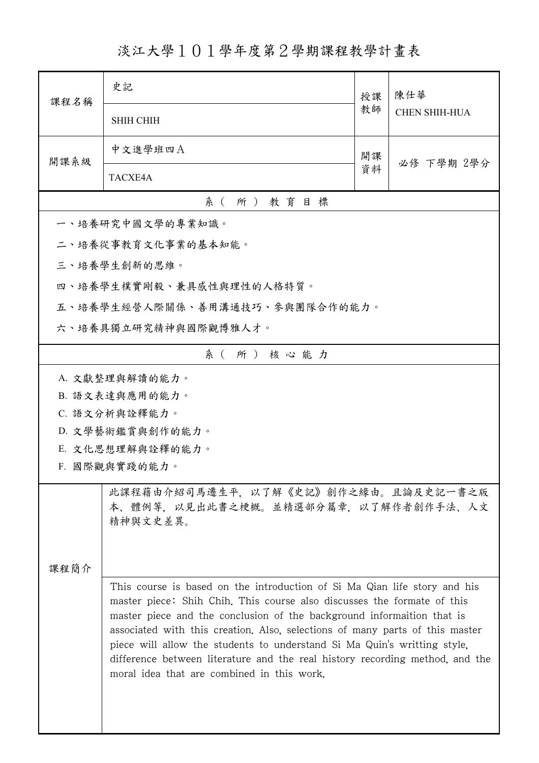# 淡江大學１０１學年度第２學期課程教學計畫表

| 課程名稱 | 史記<br>SHIH CHIH | 授課教師 | 陳仕華<br>CHEN SHIH-HUA |
|---|---|---|---|
| 開課系級 | 中文進學班四Ａ<br>TACXE4A | 開課資料 | 必修 下學期 2學分 |

## 系（所）教育目標

一、培養研究中國文學的專業知識。

二、培養從事教育文化事業的基本知能。

三、培養學生創新的思維。

四、培養學生樸實剛毅、兼具感性與理性的人格特質。

五、培養學生經營人際關係、善用溝通技巧、參與團隊合作的能力。

六、培養具獨立研究精神與國際觀博雅人才。

## 系（所）核心能力

A. 文獻整理與解讀的能力。

B. 語文表達與應用的能力。

C. 語文分析與詮釋能力。

D. 文學藝術鑑賞與創作的能力。

E. 文化思想理解與詮釋的能力。

F. 國際觀與實踐的能力。

## 課程簡介

此課程藉由介紹司馬遷生平，以了解《史記》創作之緣由。且論及史記一書之版本、體例等，以見出此書之梗概。並精選部分篇章，以了解作者創作手法、人文精神與文史差異。

This course is based on the introduction of Si Ma Qian life story and his master piece: Shih Chih. This course also discusses the formate of this master piece and the conclusion of the background informaition that is associated with this creation. Also, selections of many parts of this master piece will allow the students to understand Si Ma Quin's writting style, difference between literature and the real history recording method, and the moral idea that are combined in this work.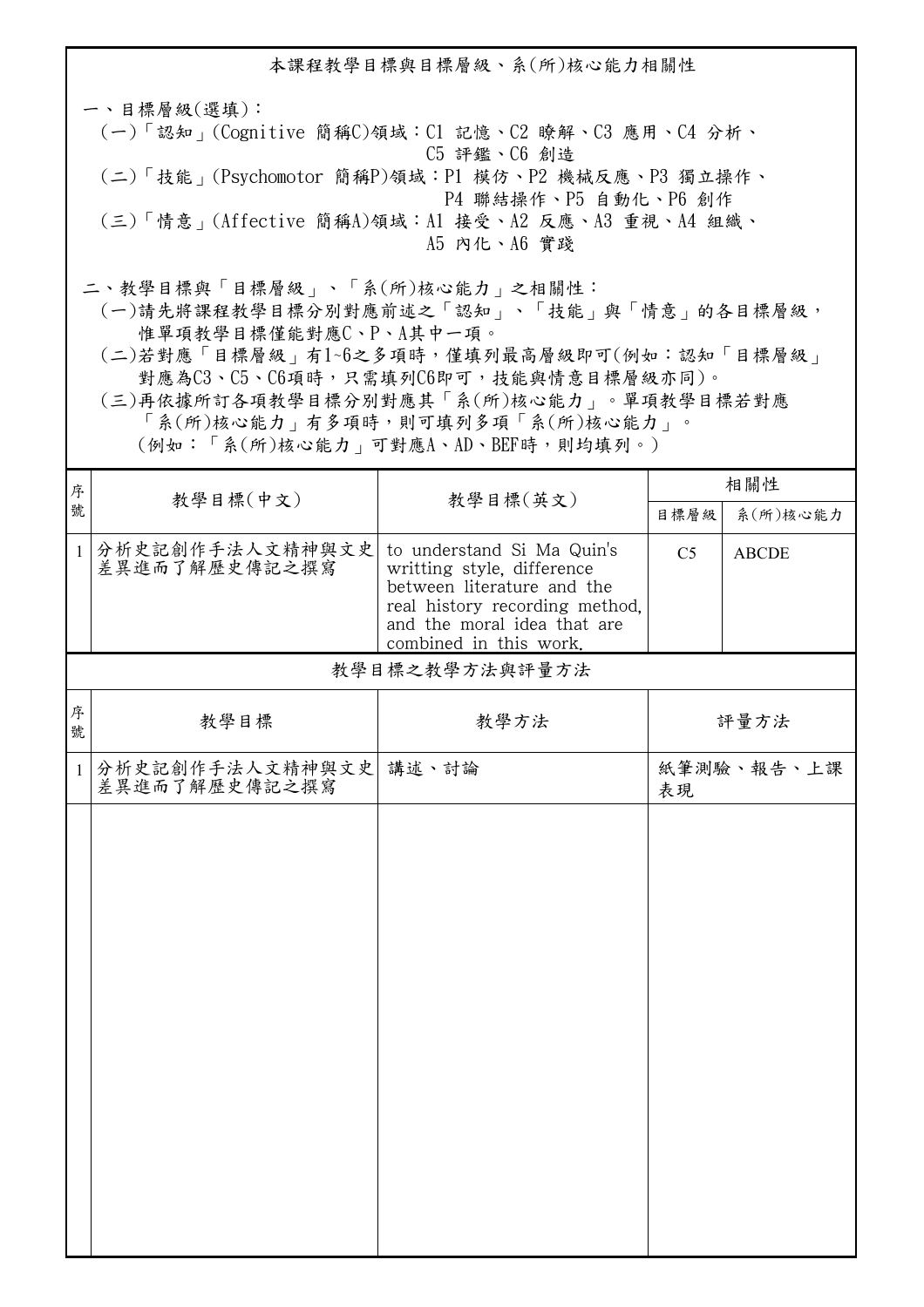# 本課程教學目標與目標層級、系(所)核心能力相關性

一、目標層級(選填)：

(一)「認知」(Cognitive 簡稱C)領域：C1 記憶、C2 瞭解、C3 應用、C4 分析、C5 評鑑、C6 創造

(二)「技能」(Psychomotor 簡稱P)領域：P1 模仿、P2 機械反應、P3 獨立操作、P4 聯結操作、P5 自動化、P6 創作

(三)「情意」(Affective 簡稱A)領域：A1 接受、A2 反應、A3 重視、A4 組織、A5 內化、A6 實踐

二、教學目標與「目標層級」、「系(所)核心能力」之相關性：

(一)請先將課程教學目標分別對應前述之「認知」、「技能」與「情意」的各目標層級，惟單項教學目標僅能對應C、P、A其中一項。

(二)若對應「目標層級」有1~6之多項時，僅填列最高層級即可(例如：認知「目標層級」對應為C3、C5、C6項時，只需填列C6即可，技能與情意目標層級亦同)。

(三)再依據所訂各項教學目標分別對應其「系(所)核心能力」。單項教學目標若對應「系(所)核心能力」有多項時，則可填列多項「系(所)核心能力」。(例如：「系(所)核心能力」可對應A、AD、BEF時，則均填列。)

| 序號 | 教學目標(中文) | 教學目標(英文) | 相關性 | |
|---|---|---|---|---|
| | | | 目標層級 | 系(所)核心能力 |
| 1 | 分析史記創作手法人文精神與文史差異進而了解歷史傳記之撰寫 | to understand Si Ma Quin's writting style, difference between literature and the real history recording method, and the moral idea that are combined in this work. | C5 | ABCDE |

## 教學目標之教學方法與評量方法

| 序號 | 教學目標 | 教學方法 | 評量方法 |
|---|---|---|---|
| 1 | 分析史記創作手法人文精神與文史差異進而了解歷史傳記之撰寫 | 講述、討論 | 紙筆測驗、報告、上課表現 |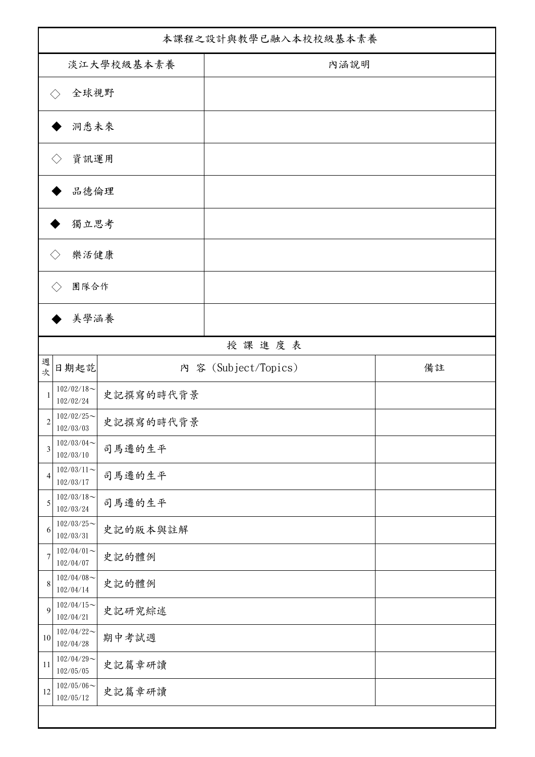本課程之設計與教學已融入本校校級基本素養

| 淡江大學校級基本素養 | 內涵說明 |
| --- | --- |
| ◇ 全球視野 | |
| ◆ 洞悉未來 | |
| ◇ 資訊運用 | |
| ◆ 品德倫理 | |
| ◆ 獨立思考 | |
| ◇ 樂活健康 | |
| ◇ 團隊合作 | |
| ◆ 美學涵養 | |

授 課 進 度 表

| 週次 | 日期起訖 | 內 容 (Subject/Topics) | 備註 |
| --- | --- | --- | --- |
| 1 | 102/02/18～102/02/24 | 史記撰寫的時代背景 | |
| 2 | 102/02/25～102/03/03 | 史記撰寫的時代背景 | |
| 3 | 102/03/04～102/03/10 | 司馬遷的生平 | |
| 4 | 102/03/11～102/03/17 | 司馬遷的生平 | |
| 5 | 102/03/18～102/03/24 | 司馬遷的生平 | |
| 6 | 102/03/25～102/03/31 | 史記的版本與註解 | |
| 7 | 102/04/01～102/04/07 | 史記的體例 | |
| 8 | 102/04/08～102/04/14 | 史記的體例 | |
| 9 | 102/04/15～102/04/21 | 史記研究綜述 | |
| 10 | 102/04/22～102/04/28 | 期中考試週 | |
| 11 | 102/04/29～102/05/05 | 史記篇章研讀 | |
| 12 | 102/05/06～102/05/12 | 史記篇章研讀 | |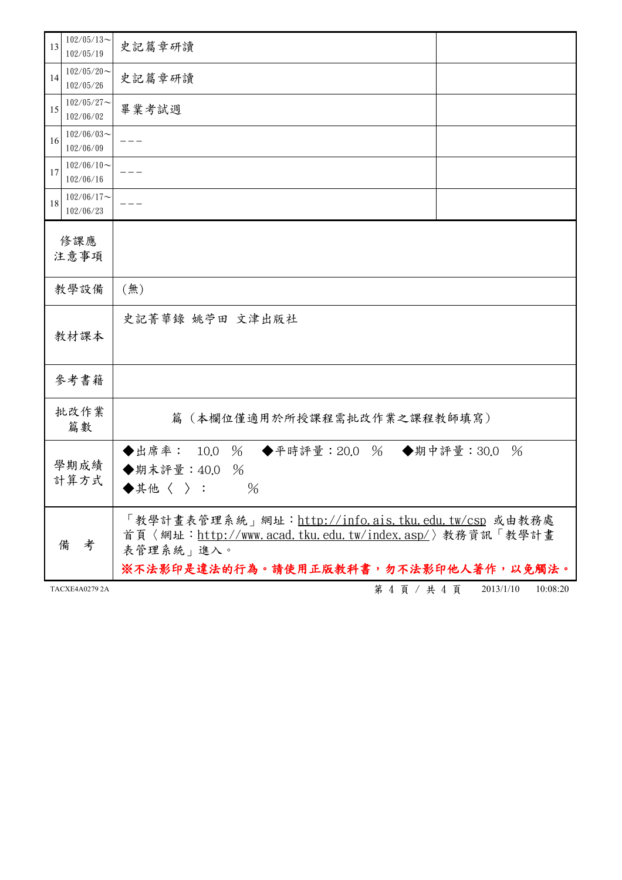| | | | |
|---|---|---|---|
| 13 | 102/05/13～102/05/19 | 史記篇章研讀 | |
| 14 | 102/05/20～102/05/26 | 史記篇章研讀 | |
| 15 | 102/05/27～102/06/02 | 畢業考試週 | |
| 16 | 102/06/03～102/06/09 | --- | |
| 17 | 102/06/10～102/06/16 | --- | |
| 18 | 102/06/17～102/06/23 | --- | |

| | |
|---|---|
| 修課應注意事項 | |
| 教學設備 | (無) |
| 教材課本 | 史記菁華錄 姚苧田 文津出版社 |
| 參考書籍 | |
| 批改作業篇數 | 篇（本欄位僅適用於所授課程需批改作業之課程教師填寫） |
| 學期成績計算方式 | ◆出席率： 10.0 ％ ◆平時評量：20.0 ％ ◆期中評量：30.0 ％<br>◆期末評量：40.0 ％<br>◆其他〈 〉： ％ |
| 備 考 | 「教學計畫表管理系統」網址：http://info.ais.tku.edu.tw/csp 或由教務處首頁〈網址：http://www.acad.tku.edu.tw/index.asp/〉教務資訊「教學計畫表管理系統」進入。<br>**※不法影印是違法的行為。請使用正版教科書，勿不法影印他人著作，以免觸法。** |

TACXE4A0279 2A